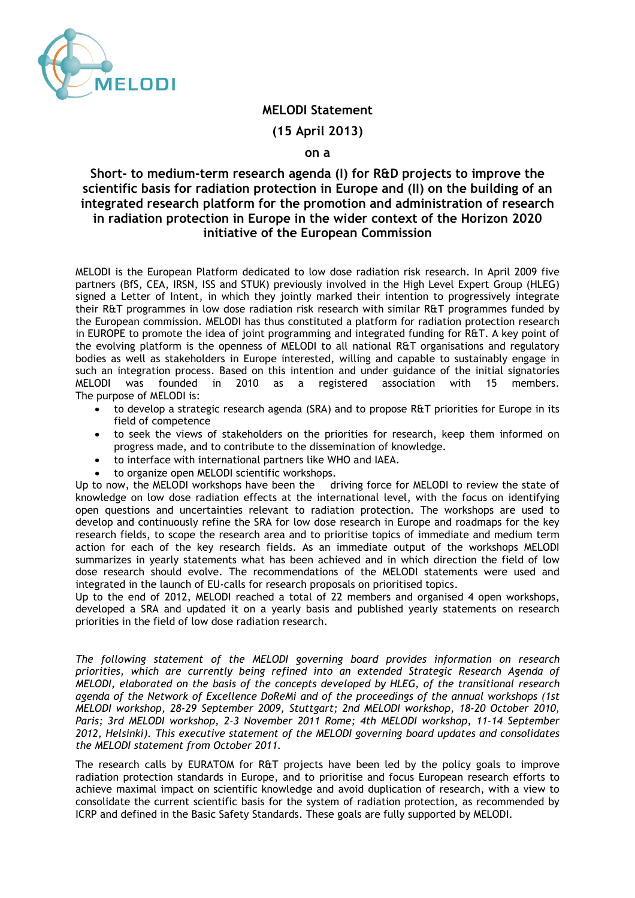MELODI

**MELODI Statement**

**(15 April 2013)**

**on a**

# Short- to medium-term research agenda (I) for R&D projects to improve the scientific basis for radiation protection in Europe and (II) on the building of an integrated research platform for the promotion and administration of research in radiation protection in Europe in the wider context of the Horizon 2020 initiative of the European Commission

MELODI is the European Platform dedicated to low dose radiation risk research. In April 2009 five partners (BfS, CEA, IRSN, ISS and STUK) previously involved in the High Level Expert Group (HLEG) signed a Letter of Intent, in which they jointly marked their intention to progressively integrate their R&T programmes in low dose radiation risk research with similar R&T programmes funded by the European commission. MELODI has thus constituted a platform for radiation protection research in EUROPE to promote the idea of joint programming and integrated funding for R&T. A key point of the evolving platform is the openness of MELODI to all national R&T organisations and regulatory bodies as well as stakeholders in Europe interested, willing and capable to sustainably engage in such an integration process. Based on this intention and under guidance of the initial signatories MELODI was founded in 2010 as a registered association with 15 members. The purpose of MELODI is:

- to develop a strategic research agenda (SRA) and to propose R&T priorities for Europe in its field of competence
- to seek the views of stakeholders on the priorities for research, keep them informed on progress made, and to contribute to the dissemination of knowledge.
- to interface with international partners like WHO and IAEA.
- to organize open MELODI scientific workshops.

Up to now, the MELODI workshops have been the driving force for MELODI to review the state of knowledge on low dose radiation effects at the international level, with the focus on identifying open questions and uncertainties relevant to radiation protection. The workshops are used to develop and continuously refine the SRA for low dose research in Europe and roadmaps for the key research fields, to scope the research area and to prioritise topics of immediate and medium term action for each of the key research fields. As an immediate output of the workshops MELODI summarizes in yearly statements what has been achieved and in which direction the field of low dose research should evolve. The recommendations of the MELODI statements were used and integrated in the launch of EU-calls for research proposals on prioritised topics.

Up to the end of 2012, MELODI reached a total of 22 members and organised 4 open workshops, developed a SRA and updated it on a yearly basis and published yearly statements on research priorities in the field of low dose radiation research.

*The following statement of the MELODI governing board provides information on research priorities, which are currently being refined into an extended Strategic Research Agenda of MELODI, elaborated on the basis of the concepts developed by HLEG, of the transitional research agenda of the Network of Excellence DoReMi and of the proceedings of the annual workshops (1st MELODI workshop, 28-29 September 2009, Stuttgart; 2nd MELODI workshop, 18-20 October 2010, Paris; 3rd MELODI workshop, 2-3 November 2011 Rome; 4th MELODI workshop, 11-14 September 2012, Helsinki). This executive statement of the MELODI governing board updates and consolidates the MELODI statement from October 2011.*

The research calls by EURATOM for R&T projects have been led by the policy goals to improve radiation protection standards in Europe, and to prioritise and focus European research efforts to achieve maximal impact on scientific knowledge and avoid duplication of research, with a view to consolidate the current scientific basis for the system of radiation protection, as recommended by ICRP and defined in the Basic Safety Standards. These goals are fully supported by MELODI.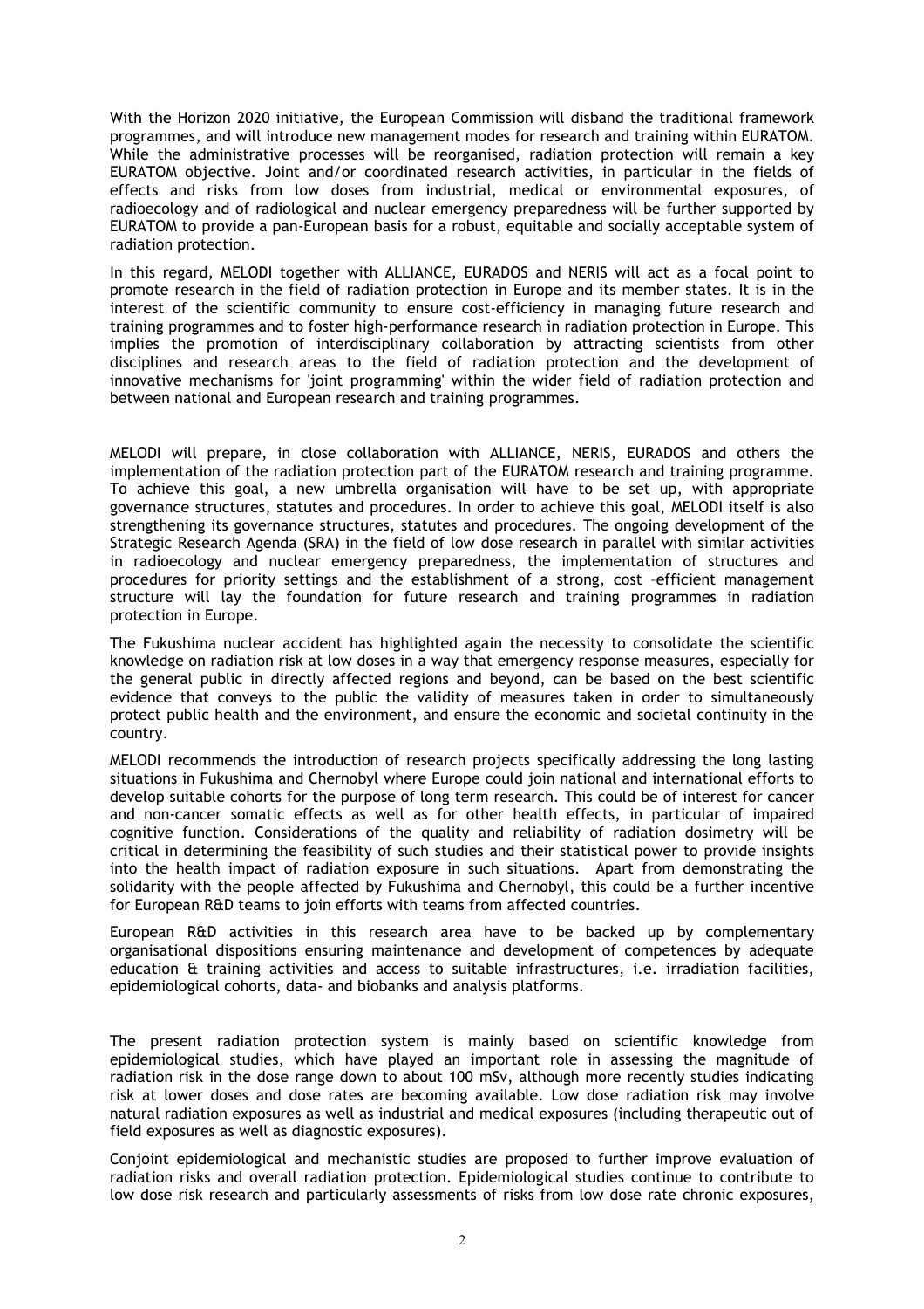With the Horizon 2020 initiative, the European Commission will disband the traditional framework programmes, and will introduce new management modes for research and training within EURATOM. While the administrative processes will be reorganised, radiation protection will remain a key EURATOM objective. Joint and/or coordinated research activities, in particular in the fields of effects and risks from low doses from industrial, medical or environmental exposures, of radioecology and of radiological and nuclear emergency preparedness will be further supported by EURATOM to provide a pan-European basis for a robust, equitable and socially acceptable system of radiation protection.

In this regard, MELODI together with ALLIANCE, EURADOS and NERIS will act as a focal point to promote research in the field of radiation protection in Europe and its member states. It is in the interest of the scientific community to ensure cost-efficiency in managing future research and training programmes and to foster high-performance research in radiation protection in Europe. This implies the promotion of interdisciplinary collaboration by attracting scientists from other disciplines and research areas to the field of radiation protection and the development of innovative mechanisms for 'joint programming' within the wider field of radiation protection and between national and European research and training programmes.

MELODI will prepare, in close collaboration with ALLIANCE, NERIS, EURADOS and others the implementation of the radiation protection part of the EURATOM research and training programme. To achieve this goal, a new umbrella organisation will have to be set up, with appropriate governance structures, statutes and procedures. In order to achieve this goal, MELODI itself is also strengthening its governance structures, statutes and procedures. The ongoing development of the Strategic Research Agenda (SRA) in the field of low dose research in parallel with similar activities in radioecology and nuclear emergency preparedness, the implementation of structures and procedures for priority settings and the establishment of a strong, cost –efficient management structure will lay the foundation for future research and training programmes in radiation protection in Europe.

The Fukushima nuclear accident has highlighted again the necessity to consolidate the scientific knowledge on radiation risk at low doses in a way that emergency response measures, especially for the general public in directly affected regions and beyond, can be based on the best scientific evidence that conveys to the public the validity of measures taken in order to simultaneously protect public health and the environment, and ensure the economic and societal continuity in the country.

MELODI recommends the introduction of research projects specifically addressing the long lasting situations in Fukushima and Chernobyl where Europe could join national and international efforts to develop suitable cohorts for the purpose of long term research. This could be of interest for cancer and non-cancer somatic effects as well as for other health effects, in particular of impaired cognitive function. Considerations of the quality and reliability of radiation dosimetry will be critical in determining the feasibility of such studies and their statistical power to provide insights into the health impact of radiation exposure in such situations. Apart from demonstrating the solidarity with the people affected by Fukushima and Chernobyl, this could be a further incentive for European R&D teams to join efforts with teams from affected countries.

European R&D activities in this research area have to be backed up by complementary organisational dispositions ensuring maintenance and development of competences by adequate education & training activities and access to suitable infrastructures, i.e. irradiation facilities, epidemiological cohorts, data- and biobanks and analysis platforms.

The present radiation protection system is mainly based on scientific knowledge from epidemiological studies, which have played an important role in assessing the magnitude of radiation risk in the dose range down to about 100 mSv, although more recently studies indicating risk at lower doses and dose rates are becoming available. Low dose radiation risk may involve natural radiation exposures as well as industrial and medical exposures (including therapeutic out of field exposures as well as diagnostic exposures).

Conjoint epidemiological and mechanistic studies are proposed to further improve evaluation of radiation risks and overall radiation protection. Epidemiological studies continue to contribute to low dose risk research and particularly assessments of risks from low dose rate chronic exposures,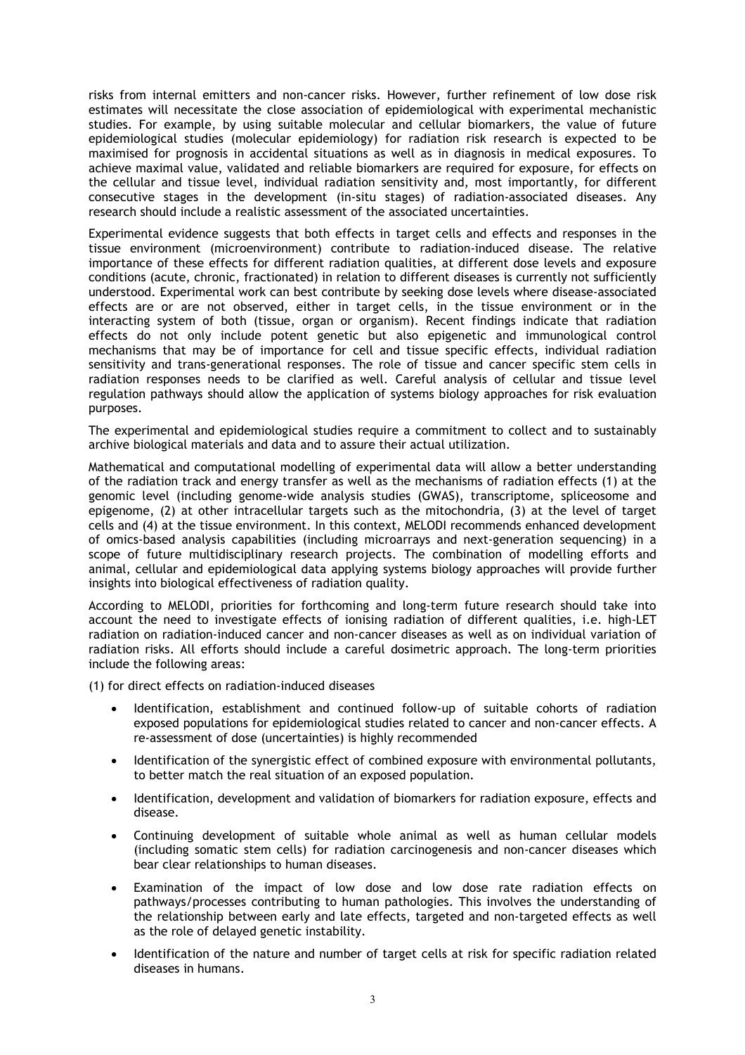risks from internal emitters and non-cancer risks. However, further refinement of low dose risk estimates will necessitate the close association of epidemiological with experimental mechanistic studies. For example, by using suitable molecular and cellular biomarkers, the value of future epidemiological studies (molecular epidemiology) for radiation risk research is expected to be maximised for prognosis in accidental situations as well as in diagnosis in medical exposures. To achieve maximal value, validated and reliable biomarkers are required for exposure, for effects on the cellular and tissue level, individual radiation sensitivity and, most importantly, for different consecutive stages in the development (in-situ stages) of radiation-associated diseases. Any research should include a realistic assessment of the associated uncertainties.

Experimental evidence suggests that both effects in target cells and effects and responses in the tissue environment (microenvironment) contribute to radiation-induced disease. The relative importance of these effects for different radiation qualities, at different dose levels and exposure conditions (acute, chronic, fractionated) in relation to different diseases is currently not sufficiently understood. Experimental work can best contribute by seeking dose levels where disease-associated effects are or are not observed, either in target cells, in the tissue environment or in the interacting system of both (tissue, organ or organism). Recent findings indicate that radiation effects do not only include potent genetic but also epigenetic and immunological control mechanisms that may be of importance for cell and tissue specific effects, individual radiation sensitivity and trans-generational responses. The role of tissue and cancer specific stem cells in radiation responses needs to be clarified as well. Careful analysis of cellular and tissue level regulation pathways should allow the application of systems biology approaches for risk evaluation purposes.

The experimental and epidemiological studies require a commitment to collect and to sustainably archive biological materials and data and to assure their actual utilization.

Mathematical and computational modelling of experimental data will allow a better understanding of the radiation track and energy transfer as well as the mechanisms of radiation effects (1) at the genomic level (including genome-wide analysis studies (GWAS), transcriptome, spliceosome and epigenome, (2) at other intracellular targets such as the mitochondria, (3) at the level of target cells and (4) at the tissue environment. In this context, MELODI recommends enhanced development of omics-based analysis capabilities (including microarrays and next-generation sequencing) in a scope of future multidisciplinary research projects. The combination of modelling efforts and animal, cellular and epidemiological data applying systems biology approaches will provide further insights into biological effectiveness of radiation quality.

According to MELODI, priorities for forthcoming and long-term future research should take into account the need to investigate effects of ionising radiation of different qualities, i.e. high-LET radiation on radiation-induced cancer and non-cancer diseases as well as on individual variation of radiation risks. All efforts should include a careful dosimetric approach. The long-term priorities include the following areas:

(1) for direct effects on radiation-induced diseases

- Identification, establishment and continued follow-up of suitable cohorts of radiation exposed populations for epidemiological studies related to cancer and non-cancer effects. A re-assessment of dose (uncertainties) is highly recommended
- Identification of the synergistic effect of combined exposure with environmental pollutants, to better match the real situation of an exposed population.
- Identification, development and validation of biomarkers for radiation exposure, effects and disease.
- Continuing development of suitable whole animal as well as human cellular models (including somatic stem cells) for radiation carcinogenesis and non-cancer diseases which bear clear relationships to human diseases.
- Examination of the impact of low dose and low dose rate radiation effects on pathways/processes contributing to human pathologies. This involves the understanding of the relationship between early and late effects, targeted and non-targeted effects as well as the role of delayed genetic instability.
- Identification of the nature and number of target cells at risk for specific radiation related diseases in humans.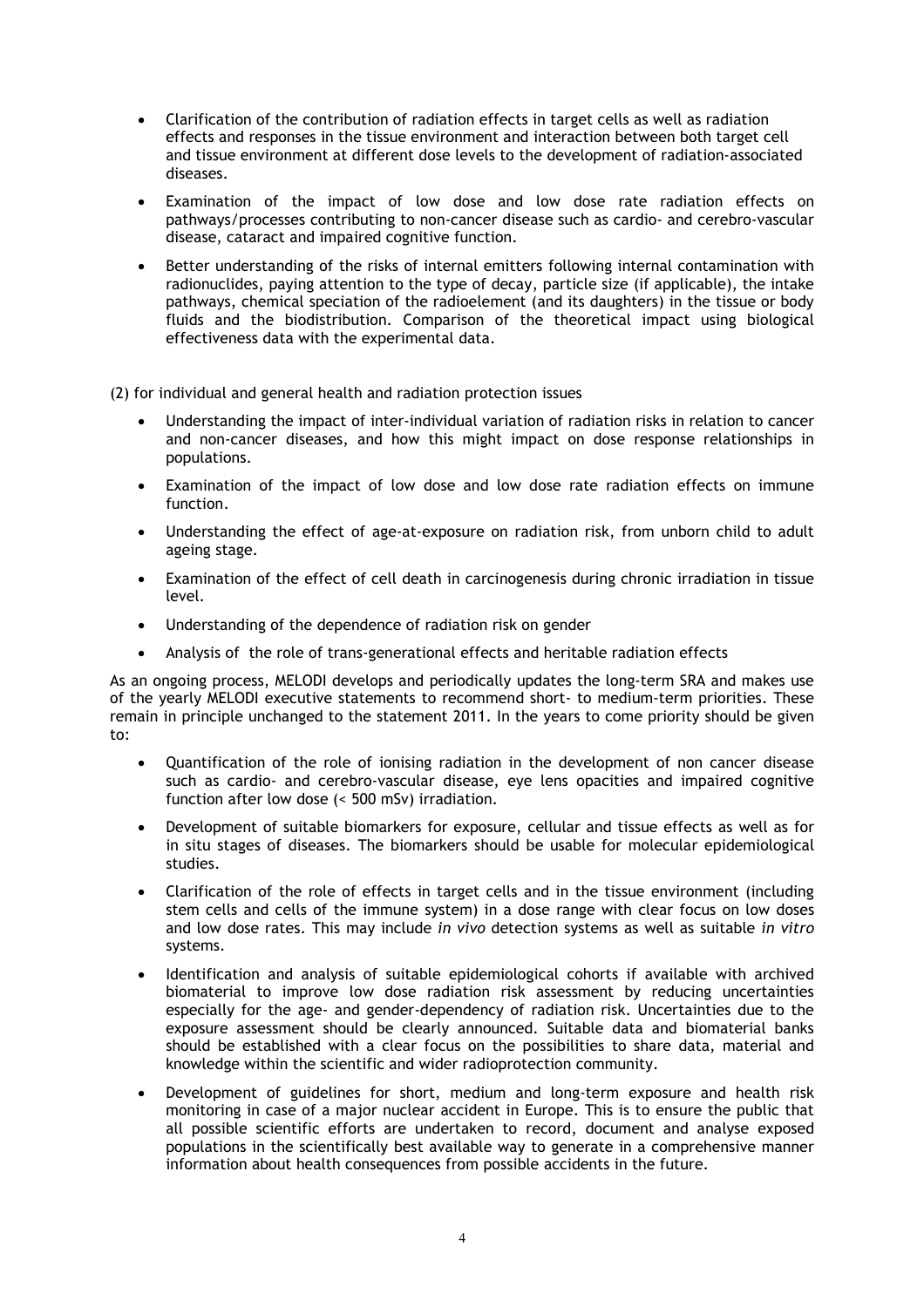- Clarification of the contribution of radiation effects in target cells as well as radiation effects and responses in the tissue environment and interaction between both target cell and tissue environment at different dose levels to the development of radiation-associated diseases.
- Examination of the impact of low dose and low dose rate radiation effects on pathways/processes contributing to non-cancer disease such as cardio- and cerebro-vascular disease, cataract and impaired cognitive function.
- Better understanding of the risks of internal emitters following internal contamination with radionuclides, paying attention to the type of decay, particle size (if applicable), the intake pathways, chemical speciation of the radioelement (and its daughters) in the tissue or body fluids and the biodistribution. Comparison of the theoretical impact using biological effectiveness data with the experimental data.

(2) for individual and general health and radiation protection issues

- Understanding the impact of inter-individual variation of radiation risks in relation to cancer and non-cancer diseases, and how this might impact on dose response relationships in populations.
- Examination of the impact of low dose and low dose rate radiation effects on immune function.
- Understanding the effect of age-at-exposure on radiation risk, from unborn child to adult ageing stage.
- Examination of the effect of cell death in carcinogenesis during chronic irradiation in tissue level.
- Understanding of the dependence of radiation risk on gender
- Analysis of the role of trans-generational effects and heritable radiation effects

As an ongoing process, MELODI develops and periodically updates the long-term SRA and makes use of the yearly MELODI executive statements to recommend short- to medium-term priorities. These remain in principle unchanged to the statement 2011. In the years to come priority should be given to:

- Quantification of the role of ionising radiation in the development of non cancer disease such as cardio- and cerebro-vascular disease, eye lens opacities and impaired cognitive function after low dose (< 500 mSv) irradiation.
- Development of suitable biomarkers for exposure, cellular and tissue effects as well as for in situ stages of diseases. The biomarkers should be usable for molecular epidemiological studies.
- Clarification of the role of effects in target cells and in the tissue environment (including stem cells and cells of the immune system) in a dose range with clear focus on low doses and low dose rates. This may include *in vivo* detection systems as well as suitable *in vitro* systems.
- Identification and analysis of suitable epidemiological cohorts if available with archived biomaterial to improve low dose radiation risk assessment by reducing uncertainties especially for the age- and gender-dependency of radiation risk. Uncertainties due to the exposure assessment should be clearly announced. Suitable data and biomaterial banks should be established with a clear focus on the possibilities to share data, material and knowledge within the scientific and wider radioprotection community.
- Development of guidelines for short, medium and long-term exposure and health risk monitoring in case of a major nuclear accident in Europe. This is to ensure the public that all possible scientific efforts are undertaken to record, document and analyse exposed populations in the scientifically best available way to generate in a comprehensive manner information about health consequences from possible accidents in the future.